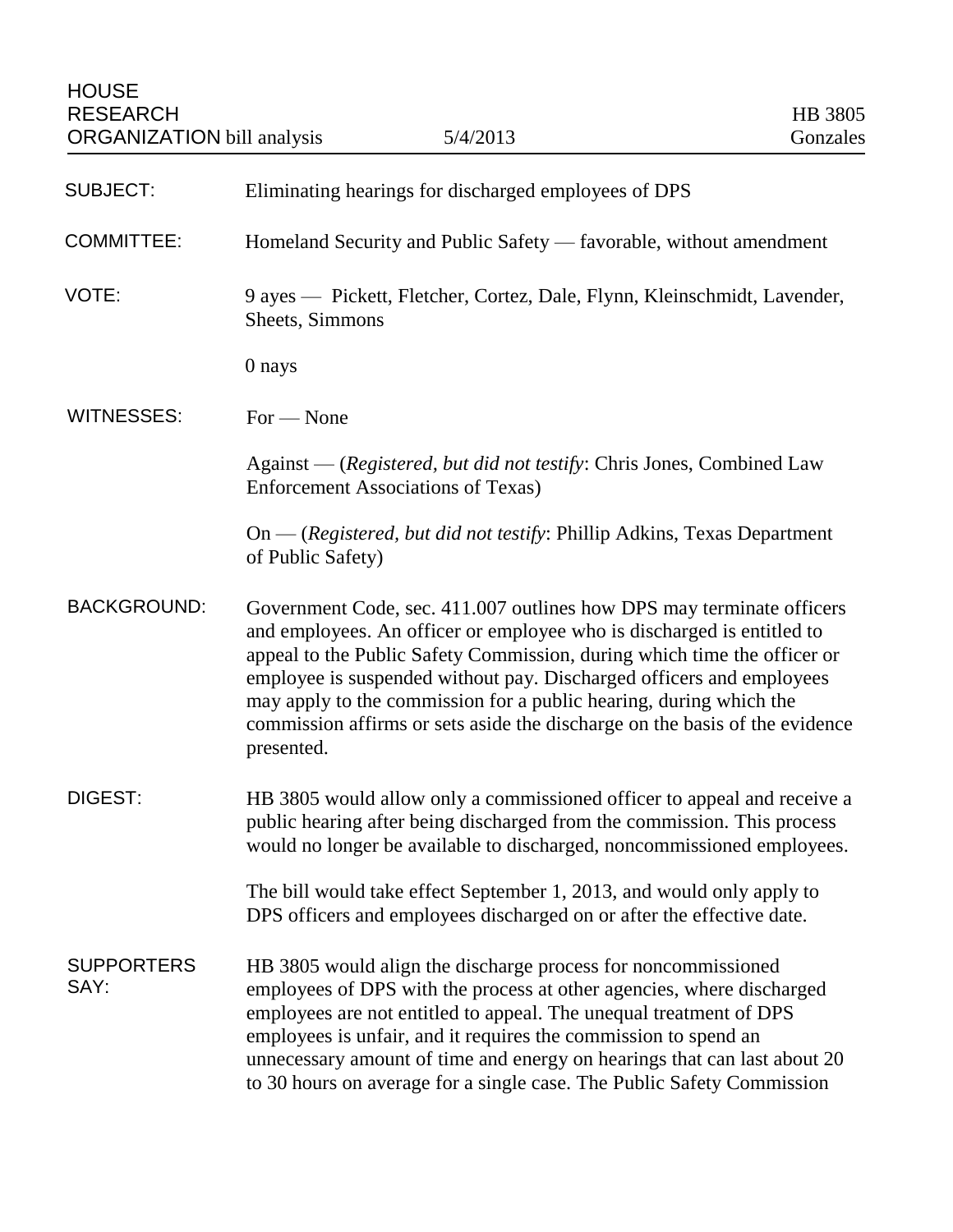HOUSE
RESEARCH
ORGANIZATION bill analysis | 5/4/2013 | HB 3805
Gonzales

**SUBJECT:** Eliminating hearings for discharged employees of DPS

**COMMITTEE:** Homeland Security and Public Safety — favorable, without amendment

**VOTE:** 9 ayes — Pickett, Fletcher, Cortez, Dale, Flynn, Kleinschmidt, Lavender, Sheets, Simmons

0 nays

**WITNESSES:** For — None

Against — (*Registered, but did not testify*: Chris Jones, Combined Law Enforcement Associations of Texas)

On — (*Registered, but did not testify*: Phillip Adkins, Texas Department of Public Safety)

**BACKGROUND:** Government Code, sec. 411.007 outlines how DPS may terminate officers and employees. An officer or employee who is discharged is entitled to appeal to the Public Safety Commission, during which time the officer or employee is suspended without pay. Discharged officers and employees may apply to the commission for a public hearing, during which the commission affirms or sets aside the discharge on the basis of the evidence presented.

**DIGEST:** HB 3805 would allow only a commissioned officer to appeal and receive a public hearing after being discharged from the commission. This process would no longer be available to discharged, noncommissioned employees.

The bill would take effect September 1, 2013, and would only apply to DPS officers and employees discharged on or after the effective date.

**SUPPORTERS SAY:** HB 3805 would align the discharge process for noncommissioned employees of DPS with the process at other agencies, where discharged employees are not entitled to appeal. The unequal treatment of DPS employees is unfair, and it requires the commission to spend an unnecessary amount of time and energy on hearings that can last about 20 to 30 hours on average for a single case. The Public Safety Commission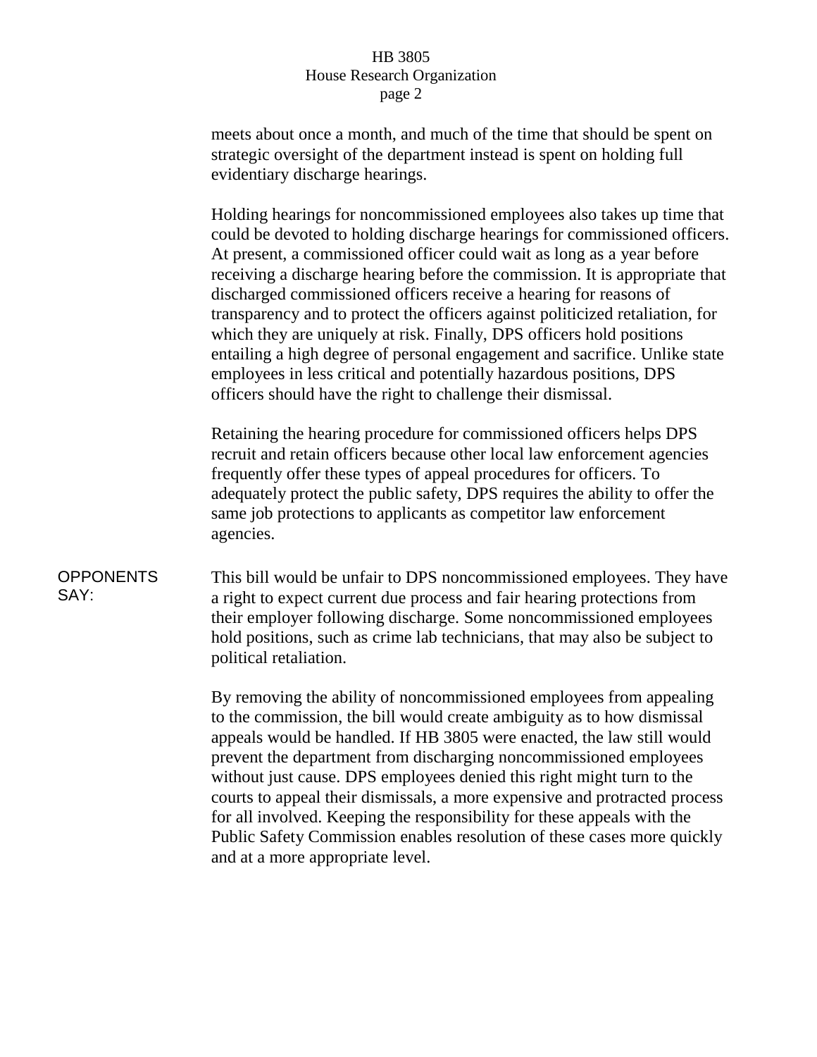meets about once a month, and much of the time that should be spent on strategic oversight of the department instead is spent on holding full evidentiary discharge hearings.

Holding hearings for noncommissioned employees also takes up time that could be devoted to holding discharge hearings for commissioned officers. At present, a commissioned officer could wait as long as a year before receiving a discharge hearing before the commission. It is appropriate that discharged commissioned officers receive a hearing for reasons of transparency and to protect the officers against politicized retaliation, for which they are uniquely at risk. Finally, DPS officers hold positions entailing a high degree of personal engagement and sacrifice. Unlike state employees in less critical and potentially hazardous positions, DPS officers should have the right to challenge their dismissal.

Retaining the hearing procedure for commissioned officers helps DPS recruit and retain officers because other local law enforcement agencies frequently offer these types of appeal procedures for officers. To adequately protect the public safety, DPS requires the ability to offer the same job protections to applicants as competitor law enforcement agencies.

**OPPONENTS SAY:**

This bill would be unfair to DPS noncommissioned employees. They have a right to expect current due process and fair hearing protections from their employer following discharge. Some noncommissioned employees hold positions, such as crime lab technicians, that may also be subject to political retaliation.

By removing the ability of noncommissioned employees from appealing to the commission, the bill would create ambiguity as to how dismissal appeals would be handled. If HB 3805 were enacted, the law still would prevent the department from discharging noncommissioned employees without just cause. DPS employees denied this right might turn to the courts to appeal their dismissals, a more expensive and protracted process for all involved. Keeping the responsibility for these appeals with the Public Safety Commission enables resolution of these cases more quickly and at a more appropriate level.